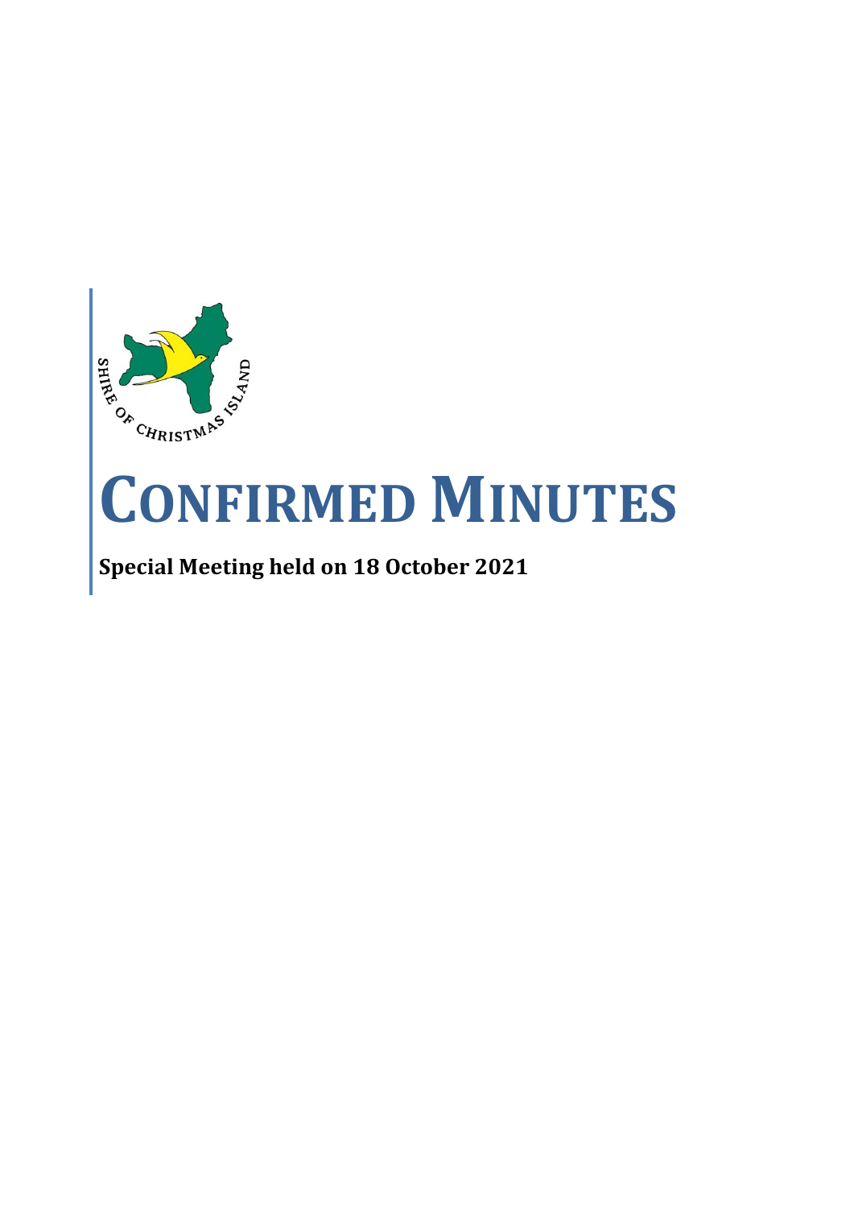# CONFIRMED MINUTES

**Special Meeting held on 18 October 2021**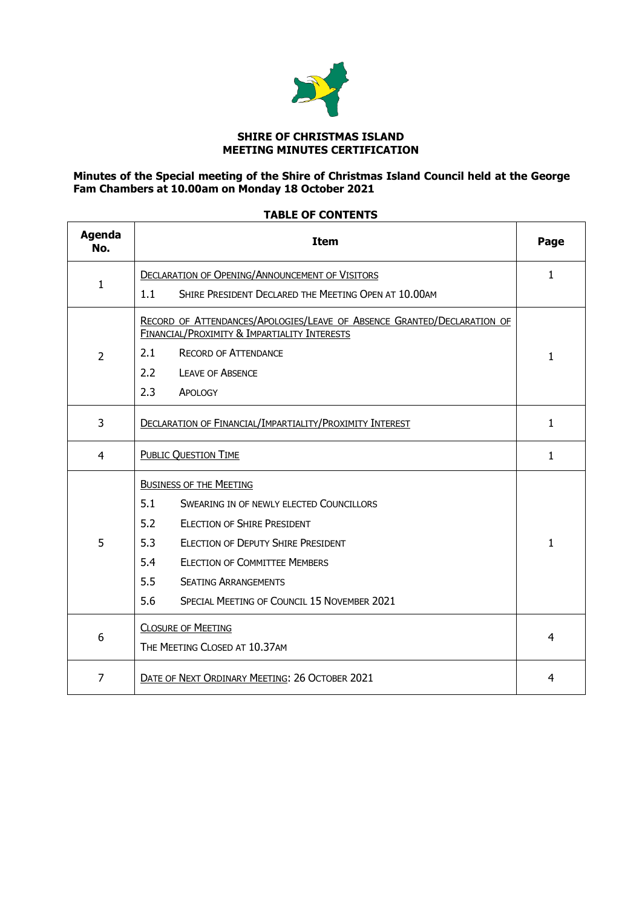**SHIRE OF CHRISTMAS ISLAND**
**MEETING MINUTES CERTIFICATION**

**Minutes of the Special meeting of the Shire of Christmas Island Council held at the George Fam Chambers at 10.00am on Monday 18 October 2021**

**TABLE OF CONTENTS**

| Agenda No. | Item | Page |
|---|---|---|
| 1 | DECLARATION OF OPENING/ANNOUNCEMENT OF VISITORS<br>1.1 SHIRE PRESIDENT DECLARED THE MEETING OPEN AT 10.00AM | 1 |
| 2 | RECORD OF ATTENDANCES/APOLOGIES/LEAVE OF ABSENCE GRANTED/DECLARATION OF FINANCIAL/PROXIMITY & IMPARTIALITY INTERESTS<br>2.1 RECORD OF ATTENDANCE<br>2.2 LEAVE OF ABSENCE<br>2.3 APOLOGY | 1 |
| 3 | DECLARATION OF FINANCIAL/IMPARTIALITY/PROXIMITY INTEREST | 1 |
| 4 | PUBLIC QUESTION TIME | 1 |
| 5 | BUSINESS OF THE MEETING<br>5.1 SWEARING IN OF NEWLY ELECTED COUNCILLORS<br>5.2 ELECTION OF SHIRE PRESIDENT<br>5.3 ELECTION OF DEPUTY SHIRE PRESIDENT<br>5.4 ELECTION OF COMMITTEE MEMBERS<br>5.5 SEATING ARRANGEMENTS<br>5.6 SPECIAL MEETING OF COUNCIL 15 NOVEMBER 2021 | 1 |
| 6 | CLOSURE OF MEETING<br>THE MEETING CLOSED AT 10.37AM | 4 |
| 7 | DATE OF NEXT ORDINARY MEETING: 26 OCTOBER 2021 | 4 |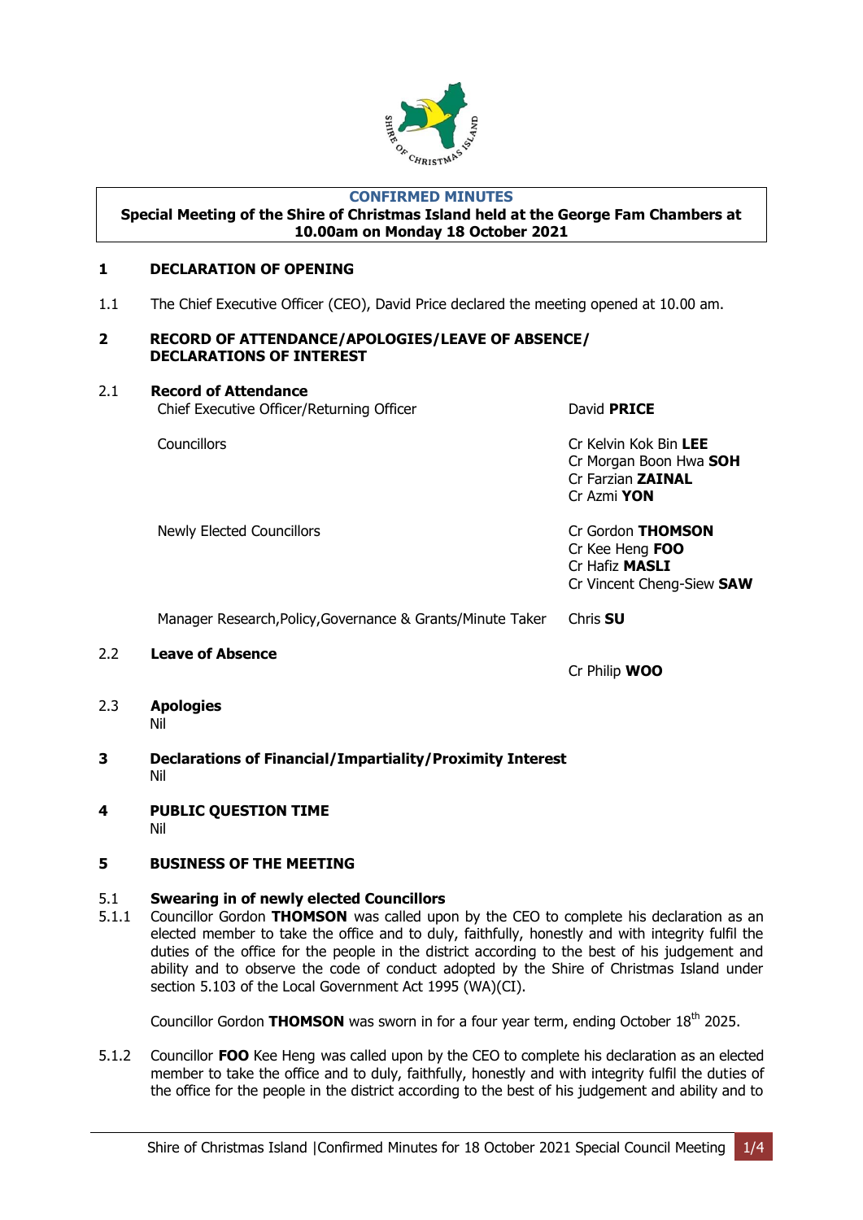**CONFIRMED MINUTES**

**Special Meeting of the Shire of Christmas Island held at the George Fam Chambers at 10.00am on Monday 18 October 2021**

## 1 DECLARATION OF OPENING

1.1 The Chief Executive Officer (CEO), David Price declared the meeting opened at 10.00 am.

## 2 RECORD OF ATTENDANCE/APOLOGIES/LEAVE OF ABSENCE/ DECLARATIONS OF INTEREST

### 2.1 Record of Attendance

| | |
|---|---|
| Chief Executive Officer/Returning Officer | David **PRICE** |
| Councillors | Cr Kelvin Kok Bin **LEE**<br>Cr Morgan Boon Hwa **SOH**<br>Cr Farzian **ZAINAL**<br>Cr Azmi **YON** |
| Newly Elected Councillors | Cr Gordon **THOMSON**<br>Cr Kee Heng **FOO**<br>Cr Hafiz **MASLI**<br>Cr Vincent Cheng-Siew **SAW** |
| Manager Research,Policy,Governance & Grants/Minute Taker | Chris **SU** |

### 2.2 Leave of Absence

Cr Philip **WOO**

### 2.3 Apologies

Nil

## 3 Declarations of Financial/Impartiality/Proximity Interest

Nil

## 4 PUBLIC QUESTION TIME

Nil

## 5 BUSINESS OF THE MEETING

### 5.1 Swearing in of newly elected Councillors

5.1.1 Councillor Gordon **THOMSON** was called upon by the CEO to complete his declaration as an elected member to take the office and to duly, faithfully, honestly and with integrity fulfil the duties of the office for the people in the district according to the best of his judgement and ability and to observe the code of conduct adopted by the Shire of Christmas Island under section 5.103 of the Local Government Act 1995 (WA)(CI).

Councillor Gordon **THOMSON** was sworn in for a four year term, ending October 18th 2025.

5.1.2 Councillor **FOO** Kee Heng was called upon by the CEO to complete his declaration as an elected member to take the office and to duly, faithfully, honestly and with integrity fulfil the duties of the office for the people in the district according to the best of his judgement and ability and to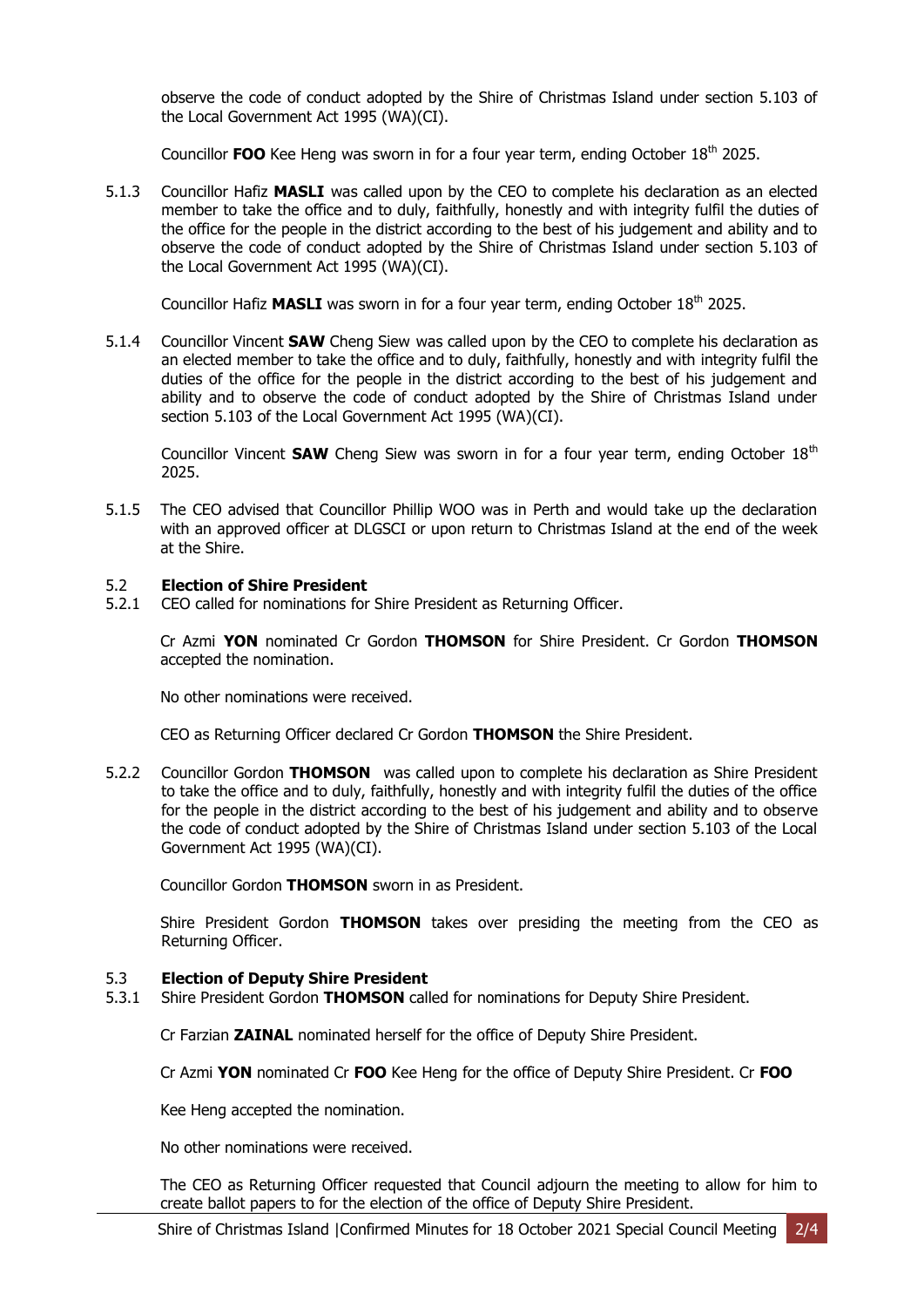observe the code of conduct adopted by the Shire of Christmas Island under section 5.103 of the Local Government Act 1995 (WA)(CI).

Councillor **FOO** Kee Heng was sworn in for a four year term, ending October 18th 2025.

5.1.3 Councillor Hafiz **MASLI** was called upon by the CEO to complete his declaration as an elected member to take the office and to duly, faithfully, honestly and with integrity fulfil the duties of the office for the people in the district according to the best of his judgement and ability and to observe the code of conduct adopted by the Shire of Christmas Island under section 5.103 of the Local Government Act 1995 (WA)(CI).

Councillor Hafiz **MASLI** was sworn in for a four year term, ending October 18th 2025.

5.1.4 Councillor Vincent **SAW** Cheng Siew was called upon by the CEO to complete his declaration as an elected member to take the office and to duly, faithfully, honestly and with integrity fulfil the duties of the office for the people in the district according to the best of his judgement and ability and to observe the code of conduct adopted by the Shire of Christmas Island under section 5.103 of the Local Government Act 1995 (WA)(CI).

Councillor Vincent **SAW** Cheng Siew was sworn in for a four year term, ending October 18th 2025.

5.1.5 The CEO advised that Councillor Phillip WOO was in Perth and would take up the declaration with an approved officer at DLGSCI or upon return to Christmas Island at the end of the week at the Shire.

### 5.2 Election of Shire President

5.2.1 CEO called for nominations for Shire President as Returning Officer.

Cr Azmi **YON** nominated Cr Gordon **THOMSON** for Shire President. Cr Gordon **THOMSON** accepted the nomination.

No other nominations were received.

CEO as Returning Officer declared Cr Gordon **THOMSON** the Shire President.

5.2.2 Councillor Gordon **THOMSON** was called upon to complete his declaration as Shire President to take the office and to duly, faithfully, honestly and with integrity fulfil the duties of the office for the people in the district according to the best of his judgement and ability and to observe the code of conduct adopted by the Shire of Christmas Island under section 5.103 of the Local Government Act 1995 (WA)(CI).

Councillor Gordon **THOMSON** sworn in as President.

Shire President Gordon **THOMSON** takes over presiding the meeting from the CEO as Returning Officer.

### 5.3 Election of Deputy Shire President

5.3.1 Shire President Gordon **THOMSON** called for nominations for Deputy Shire President.

Cr Farzian **ZAINAL** nominated herself for the office of Deputy Shire President.

Cr Azmi **YON** nominated Cr **FOO** Kee Heng for the office of Deputy Shire President. Cr **FOO**

Kee Heng accepted the nomination.

No other nominations were received.

The CEO as Returning Officer requested that Council adjourn the meeting to allow for him to create ballot papers to for the election of the office of Deputy Shire President.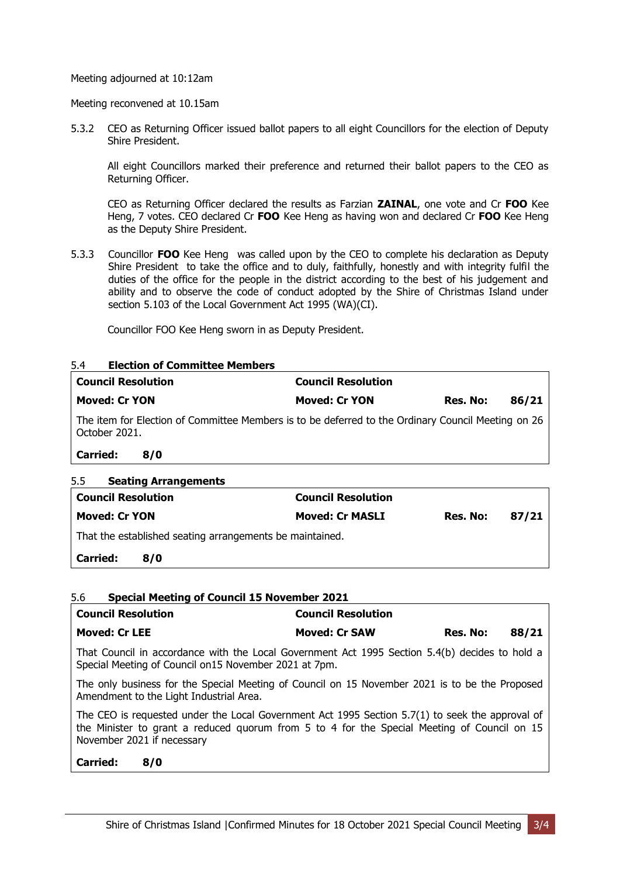Meeting adjourned at 10:12am

Meeting reconvened at 10.15am

5.3.2 CEO as Returning Officer issued ballot papers to all eight Councillors for the election of Deputy Shire President.

All eight Councillors marked their preference and returned their ballot papers to the CEO as Returning Officer.

CEO as Returning Officer declared the results as Farzian **ZAINAL**, one vote and Cr **FOO** Kee Heng, 7 votes. CEO declared Cr **FOO** Kee Heng as having won and declared Cr **FOO** Kee Heng as the Deputy Shire President.

5.3.3 Councillor **FOO** Kee Heng was called upon by the CEO to complete his declaration as Deputy Shire President to take the office and to duly, faithfully, honestly and with integrity fulfil the duties of the office for the people in the district according to the best of his judgement and ability and to observe the code of conduct adopted by the Shire of Christmas Island under section 5.103 of the Local Government Act 1995 (WA)(CI).

Councillor FOO Kee Heng sworn in as Deputy President.

## 5.4 **Election of Committee Members**

| **Council Resolution** | **Council Resolution** | | |
|---|---|---|---|
| **Moved: Cr YON** | **Moved: Cr YON** | **Res. No:** | **86/21** |
| The item for Election of Committee Members is to be deferred to the Ordinary Council Meeting on 26 October 2021. | | | |
| **Carried: 8/0** | | | |

## 5.5 **Seating Arrangements**

| **Council Resolution** | **Council Resolution** | | |
|---|---|---|---|
| **Moved: Cr YON** | **Moved: Cr MASLI** | **Res. No:** | **87/21** |
| That the established seating arrangements be maintained. | | | |
| **Carried: 8/0** | | | |

## 5.6 **Special Meeting of Council 15 November 2021**

| **Council Resolution** | **Council Resolution** | | |
|---|---|---|---|
| **Moved: Cr LEE** | **Moved: Cr SAW** | **Res. No:** | **88/21** |
| That Council in accordance with the Local Government Act 1995 Section 5.4(b) decides to hold a Special Meeting of Council on15 November 2021 at 7pm. | | | |
| The only business for the Special Meeting of Council on 15 November 2021 is to be the Proposed Amendment to the Light Industrial Area. | | | |
| The CEO is requested under the Local Government Act 1995 Section 5.7(1) to seek the approval of the Minister to grant a reduced quorum from 5 to 4 for the Special Meeting of Council on 15 November 2021 if necessary | | | |
| **Carried: 8/0** | | | |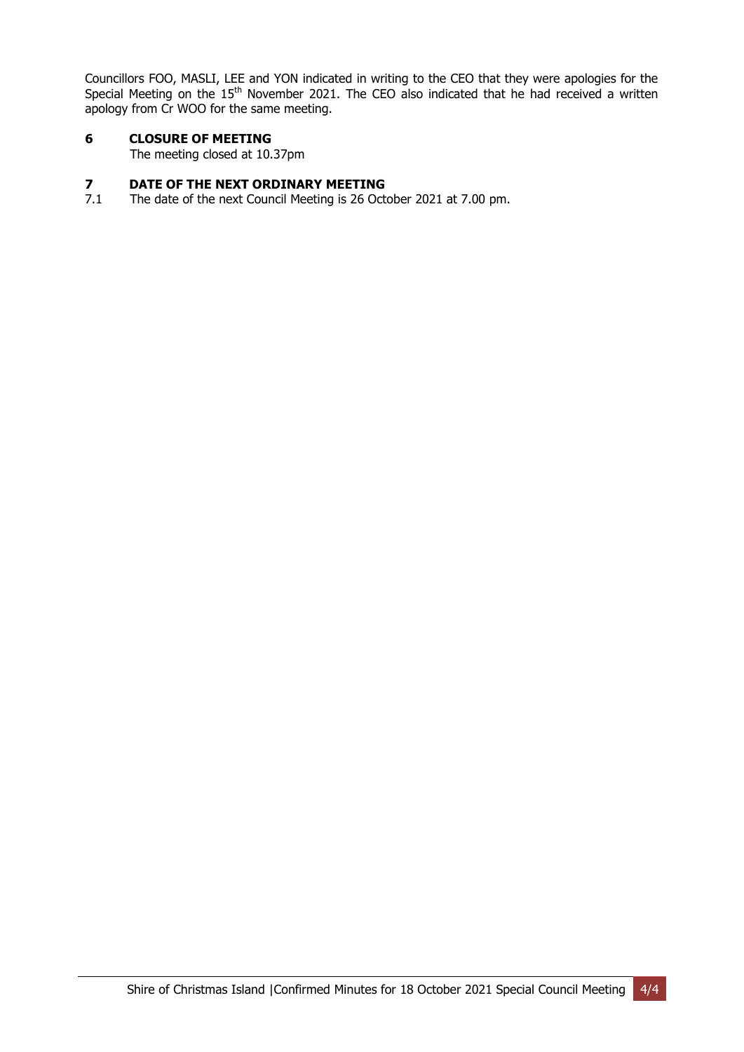Councillors FOO, MASLI, LEE and YON indicated in writing to the CEO that they were apologies for the Special Meeting on the 15th November 2021. The CEO also indicated that he had received a written apology from Cr WOO for the same meeting.

## 6 CLOSURE OF MEETING

The meeting closed at 10.37pm

## 7 DATE OF THE NEXT ORDINARY MEETING

7.1 The date of the next Council Meeting is 26 October 2021 at 7.00 pm.